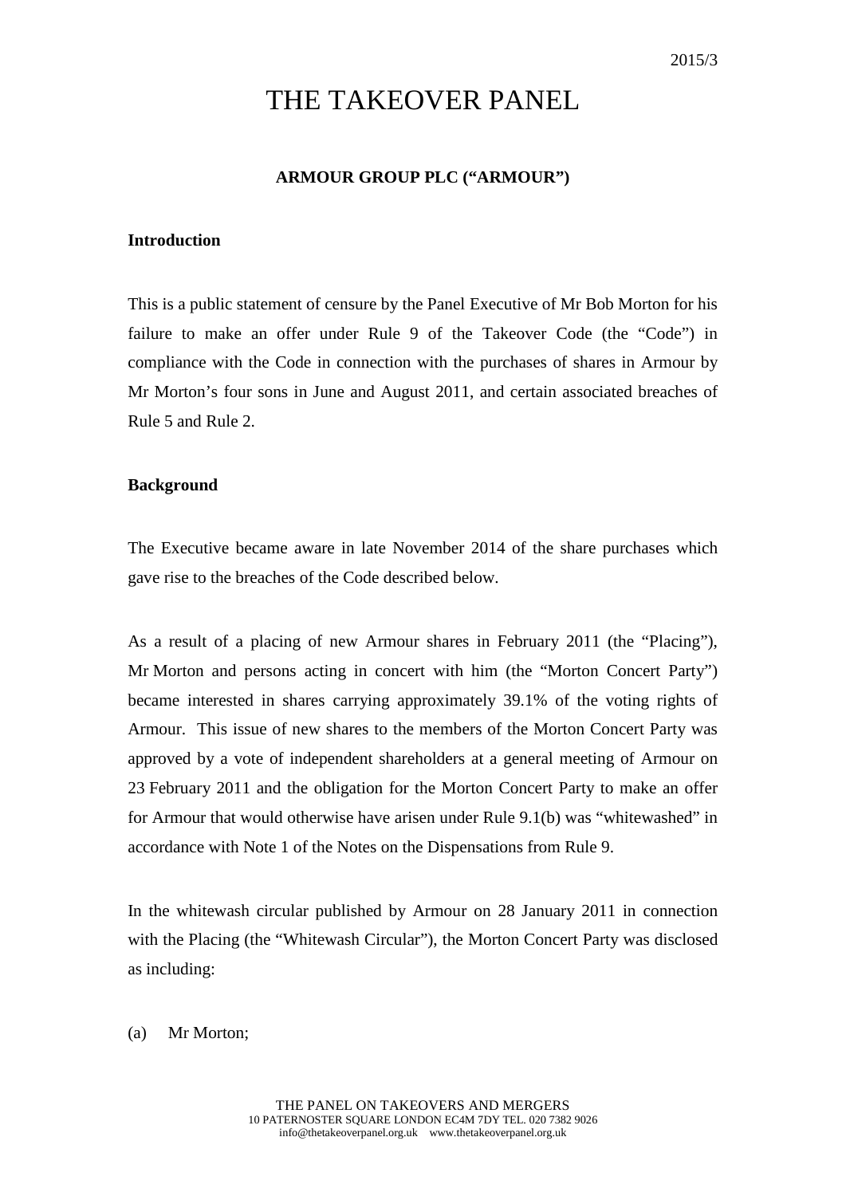2015/3

# THE TAKEOVER PANEL

## ARMOUR GROUP PLC ("ARMOUR")

### Introduction

This is a public statement of censure by the Panel Executive of Mr Bob Morton for his failure to make an offer under Rule 9 of the Takeover Code (the "Code") in compliance with the Code in connection with the purchases of shares in Armour by Mr Morton's four sons in June and August 2011, and certain associated breaches of Rule 5 and Rule 2.

### Background

The Executive became aware in late November 2014 of the share purchases which gave rise to the breaches of the Code described below.

As a result of a placing of new Armour shares in February 2011 (the "Placing"), Mr Morton and persons acting in concert with him (the "Morton Concert Party") became interested in shares carrying approximately 39.1% of the voting rights of Armour. This issue of new shares to the members of the Morton Concert Party was approved by a vote of independent shareholders at a general meeting of Armour on 23 February 2011 and the obligation for the Morton Concert Party to make an offer for Armour that would otherwise have arisen under Rule 9.1(b) was "whitewashed" in accordance with Note 1 of the Notes on the Dispensations from Rule 9.

In the whitewash circular published by Armour on 28 January 2011 in connection with the Placing (the "Whitewash Circular"), the Morton Concert Party was disclosed as including:

(a) Mr Morton;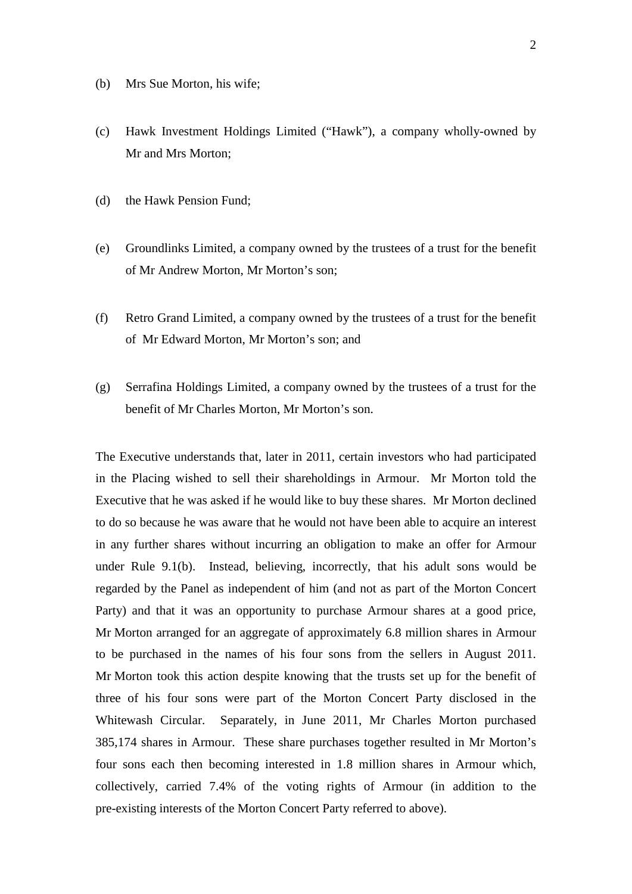(b) Mrs Sue Morton, his wife;

(c) Hawk Investment Holdings Limited ("Hawk"), a company wholly-owned by Mr and Mrs Morton;

(d) the Hawk Pension Fund;

(e) Groundlinks Limited, a company owned by the trustees of a trust for the benefit of Mr Andrew Morton, Mr Morton's son;

(f) Retro Grand Limited, a company owned by the trustees of a trust for the benefit of Mr Edward Morton, Mr Morton's son; and

(g) Serrafina Holdings Limited, a company owned by the trustees of a trust for the benefit of Mr Charles Morton, Mr Morton's son.

The Executive understands that, later in 2011, certain investors who had participated in the Placing wished to sell their shareholdings in Armour. Mr Morton told the Executive that he was asked if he would like to buy these shares. Mr Morton declined to do so because he was aware that he would not have been able to acquire an interest in any further shares without incurring an obligation to make an offer for Armour under Rule 9.1(b). Instead, believing, incorrectly, that his adult sons would be regarded by the Panel as independent of him (and not as part of the Morton Concert Party) and that it was an opportunity to purchase Armour shares at a good price, Mr Morton arranged for an aggregate of approximately 6.8 million shares in Armour to be purchased in the names of his four sons from the sellers in August 2011. Mr Morton took this action despite knowing that the trusts set up for the benefit of three of his four sons were part of the Morton Concert Party disclosed in the Whitewash Circular. Separately, in June 2011, Mr Charles Morton purchased 385,174 shares in Armour. These share purchases together resulted in Mr Morton's four sons each then becoming interested in 1.8 million shares in Armour which, collectively, carried 7.4% of the voting rights of Armour (in addition to the pre-existing interests of the Morton Concert Party referred to above).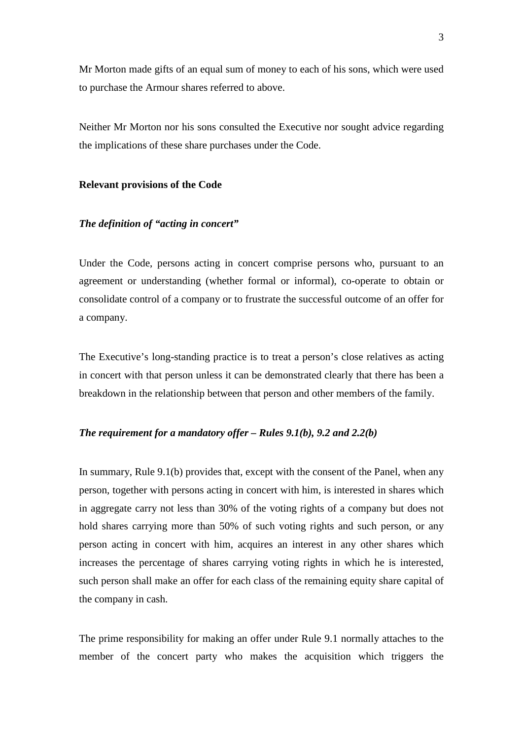Mr Morton made gifts of an equal sum of money to each of his sons, which were used to purchase the Armour shares referred to above.

Neither Mr Morton nor his sons consulted the Executive nor sought advice regarding the implications of these share purchases under the Code.

**Relevant provisions of the Code**

***The definition of "acting in concert"***

Under the Code, persons acting in concert comprise persons who, pursuant to an agreement or understanding (whether formal or informal), co-operate to obtain or consolidate control of a company or to frustrate the successful outcome of an offer for a company.

The Executive's long-standing practice is to treat a person's close relatives as acting in concert with that person unless it can be demonstrated clearly that there has been a breakdown in the relationship between that person and other members of the family.

***The requirement for a mandatory offer – Rules 9.1(b), 9.2 and 2.2(b)***

In summary, Rule 9.1(b) provides that, except with the consent of the Panel, when any person, together with persons acting in concert with him, is interested in shares which in aggregate carry not less than 30% of the voting rights of a company but does not hold shares carrying more than 50% of such voting rights and such person, or any person acting in concert with him, acquires an interest in any other shares which increases the percentage of shares carrying voting rights in which he is interested, such person shall make an offer for each class of the remaining equity share capital of the company in cash.

The prime responsibility for making an offer under Rule 9.1 normally attaches to the member of the concert party who makes the acquisition which triggers the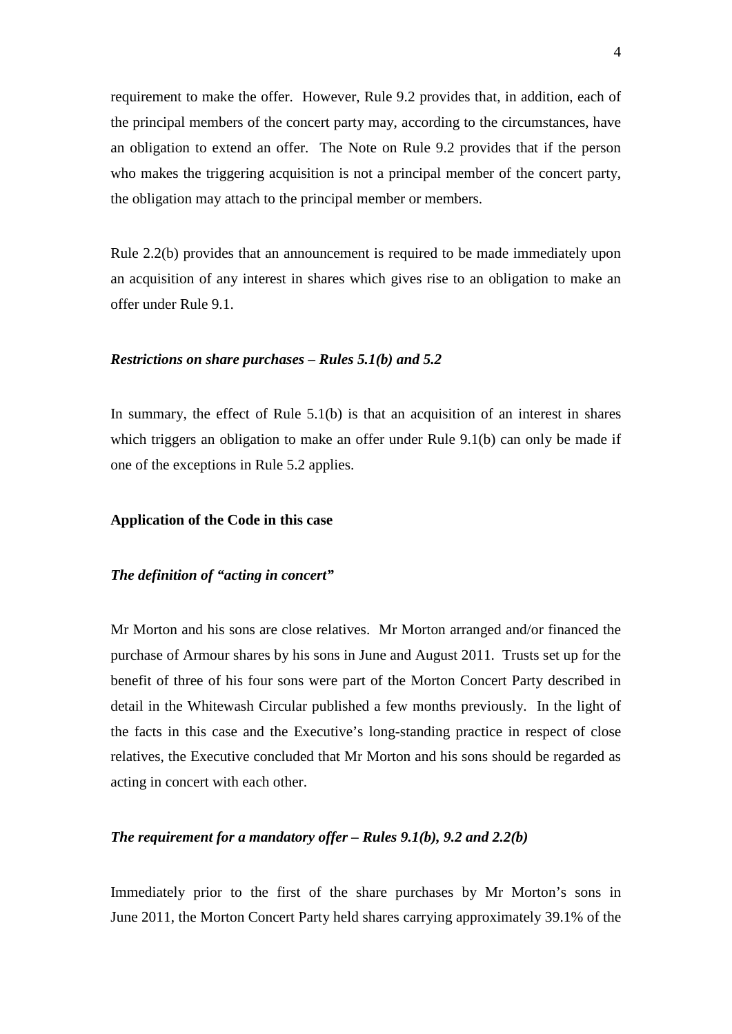requirement to make the offer. However, Rule 9.2 provides that, in addition, each of the principal members of the concert party may, according to the circumstances, have an obligation to extend an offer. The Note on Rule 9.2 provides that if the person who makes the triggering acquisition is not a principal member of the concert party, the obligation may attach to the principal member or members.

Rule 2.2(b) provides that an announcement is required to be made immediately upon an acquisition of any interest in shares which gives rise to an obligation to make an offer under Rule 9.1.

***Restrictions on share purchases – Rules 5.1(b) and 5.2***

In summary, the effect of Rule 5.1(b) is that an acquisition of an interest in shares which triggers an obligation to make an offer under Rule 9.1(b) can only be made if one of the exceptions in Rule 5.2 applies.

**Application of the Code in this case**

***The definition of "acting in concert"***

Mr Morton and his sons are close relatives. Mr Morton arranged and/or financed the purchase of Armour shares by his sons in June and August 2011. Trusts set up for the benefit of three of his four sons were part of the Morton Concert Party described in detail in the Whitewash Circular published a few months previously. In the light of the facts in this case and the Executive's long-standing practice in respect of close relatives, the Executive concluded that Mr Morton and his sons should be regarded as acting in concert with each other.

***The requirement for a mandatory offer – Rules 9.1(b), 9.2 and 2.2(b)***

Immediately prior to the first of the share purchases by Mr Morton's sons in June 2011, the Morton Concert Party held shares carrying approximately 39.1% of the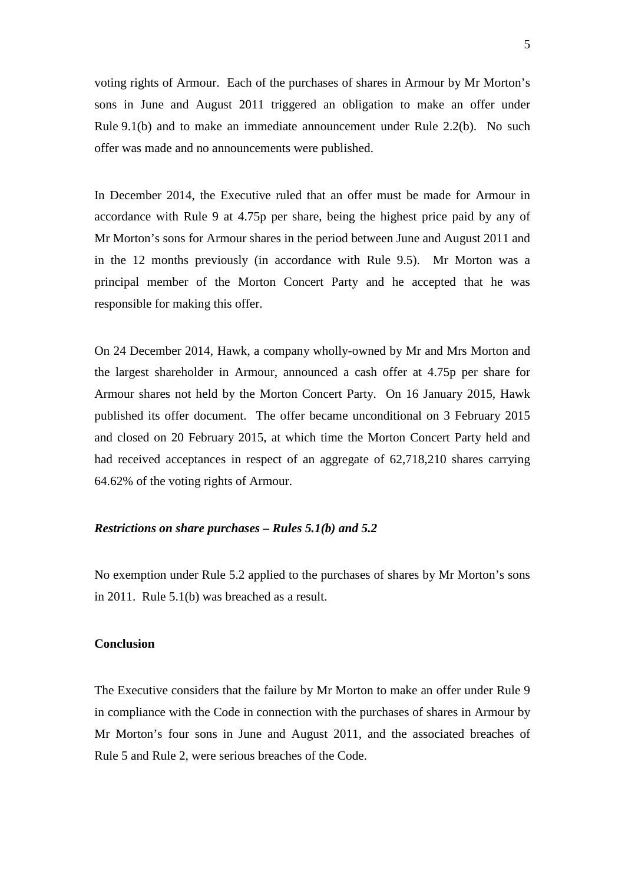voting rights of Armour. Each of the purchases of shares in Armour by Mr Morton's sons in June and August 2011 triggered an obligation to make an offer under Rule 9.1(b) and to make an immediate announcement under Rule 2.2(b). No such offer was made and no announcements were published.

In December 2014, the Executive ruled that an offer must be made for Armour in accordance with Rule 9 at 4.75p per share, being the highest price paid by any of Mr Morton's sons for Armour shares in the period between June and August 2011 and in the 12 months previously (in accordance with Rule 9.5). Mr Morton was a principal member of the Morton Concert Party and he accepted that he was responsible for making this offer.

On 24 December 2014, Hawk, a company wholly-owned by Mr and Mrs Morton and the largest shareholder in Armour, announced a cash offer at 4.75p per share for Armour shares not held by the Morton Concert Party. On 16 January 2015, Hawk published its offer document. The offer became unconditional on 3 February 2015 and closed on 20 February 2015, at which time the Morton Concert Party held and had received acceptances in respect of an aggregate of 62,718,210 shares carrying 64.62% of the voting rights of Armour.

***Restrictions on share purchases – Rules 5.1(b) and 5.2***

No exemption under Rule 5.2 applied to the purchases of shares by Mr Morton's sons in 2011. Rule 5.1(b) was breached as a result.

**Conclusion**

The Executive considers that the failure by Mr Morton to make an offer under Rule 9 in compliance with the Code in connection with the purchases of shares in Armour by Mr Morton's four sons in June and August 2011, and the associated breaches of Rule 5 and Rule 2, were serious breaches of the Code.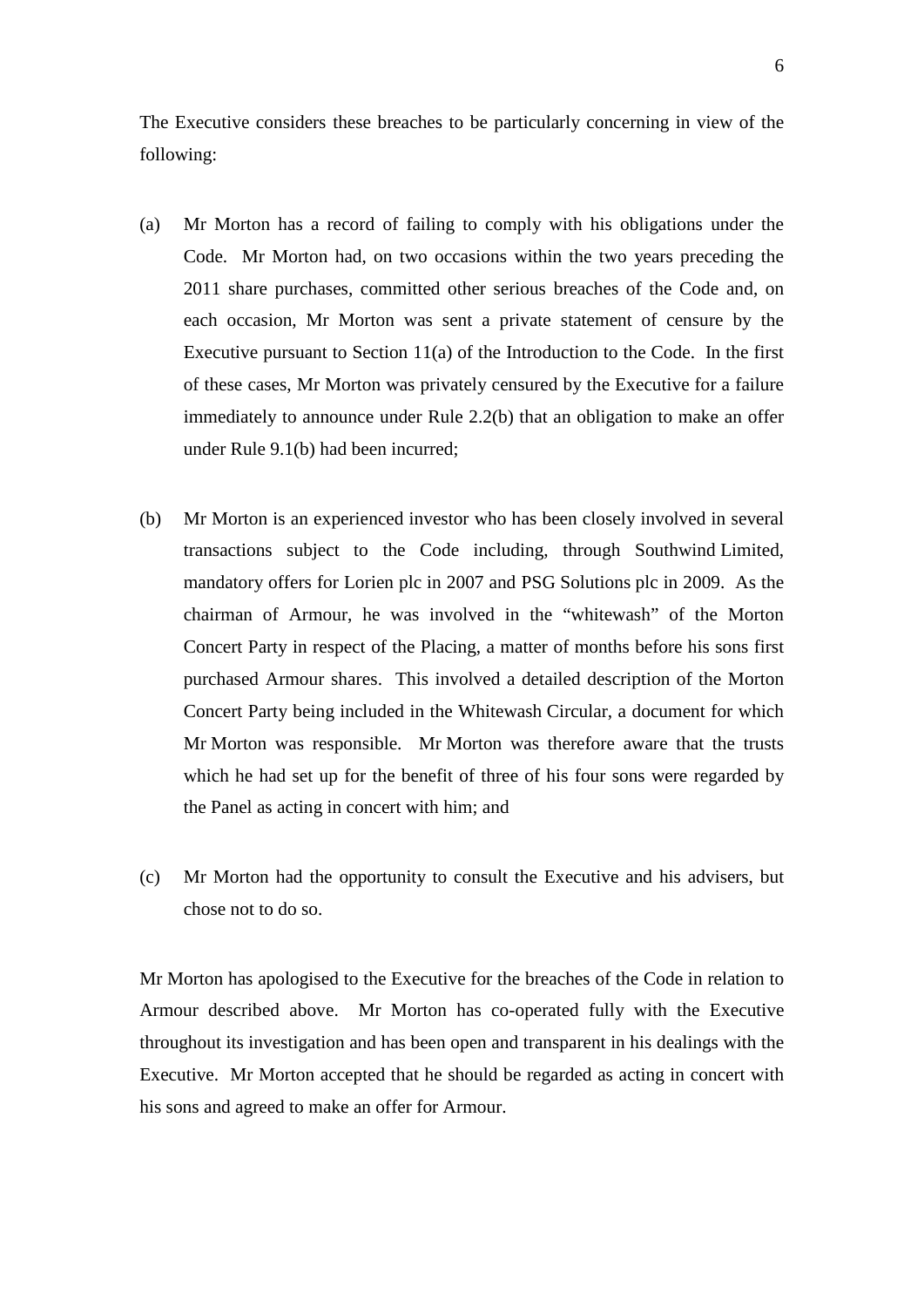The Executive considers these breaches to be particularly concerning in view of the following:

(a) Mr Morton has a record of failing to comply with his obligations under the Code. Mr Morton had, on two occasions within the two years preceding the 2011 share purchases, committed other serious breaches of the Code and, on each occasion, Mr Morton was sent a private statement of censure by the Executive pursuant to Section 11(a) of the Introduction to the Code. In the first of these cases, Mr Morton was privately censured by the Executive for a failure immediately to announce under Rule 2.2(b) that an obligation to make an offer under Rule 9.1(b) had been incurred;

(b) Mr Morton is an experienced investor who has been closely involved in several transactions subject to the Code including, through Southwind Limited, mandatory offers for Lorien plc in 2007 and PSG Solutions plc in 2009. As the chairman of Armour, he was involved in the "whitewash" of the Morton Concert Party in respect of the Placing, a matter of months before his sons first purchased Armour shares. This involved a detailed description of the Morton Concert Party being included in the Whitewash Circular, a document for which Mr Morton was responsible. Mr Morton was therefore aware that the trusts which he had set up for the benefit of three of his four sons were regarded by the Panel as acting in concert with him; and

(c) Mr Morton had the opportunity to consult the Executive and his advisers, but chose not to do so.

Mr Morton has apologised to the Executive for the breaches of the Code in relation to Armour described above. Mr Morton has co-operated fully with the Executive throughout its investigation and has been open and transparent in his dealings with the Executive. Mr Morton accepted that he should be regarded as acting in concert with his sons and agreed to make an offer for Armour.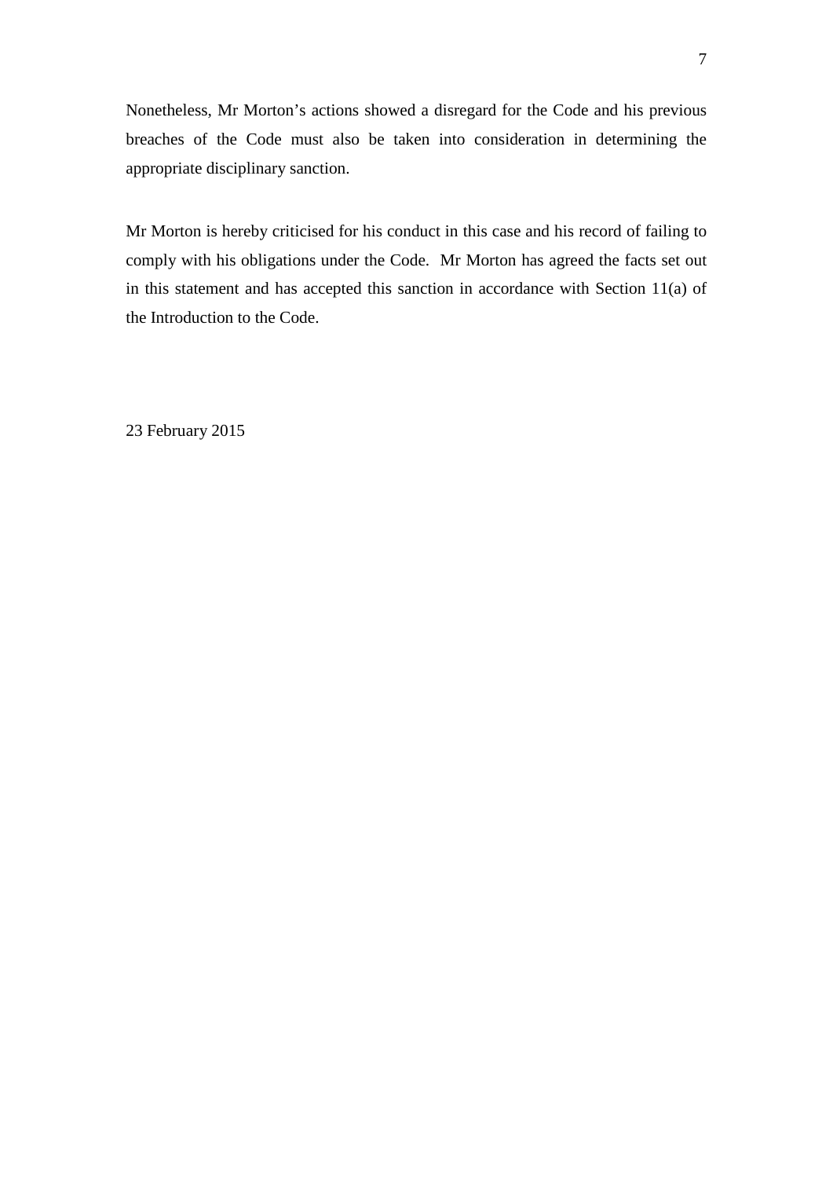Nonetheless, Mr Morton's actions showed a disregard for the Code and his previous breaches of the Code must also be taken into consideration in determining the appropriate disciplinary sanction.

Mr Morton is hereby criticised for his conduct in this case and his record of failing to comply with his obligations under the Code. Mr Morton has agreed the facts set out in this statement and has accepted this sanction in accordance with Section 11(a) of the Introduction to the Code.

23 February 2015